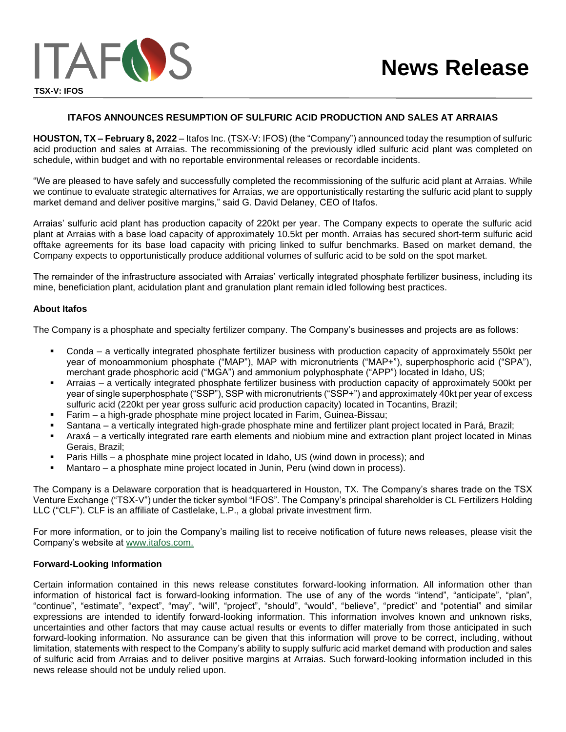ITAFOS

TSX-V: IFOS

# News Release

## ITAFOS ANNOUNCES RESUMPTION OF SULFURIC ACID PRODUCTION AND SALES AT ARRAIAS

**HOUSTON, TX – February 8, 2022** – Itafos Inc. (TSX-V: IFOS) (the "Company") announced today the resumption of sulfuric acid production and sales at Arraias. The recommissioning of the previously idled sulfuric acid plant was completed on schedule, within budget and with no reportable environmental releases or recordable incidents.

"We are pleased to have safely and successfully completed the recommissioning of the sulfuric acid plant at Arraias. While we continue to evaluate strategic alternatives for Arraias, we are opportunistically restarting the sulfuric acid plant to supply market demand and deliver positive margins," said G. David Delaney, CEO of Itafos.

Arraias' sulfuric acid plant has production capacity of 220kt per year. The Company expects to operate the sulfuric acid plant at Arraias with a base load capacity of approximately 10.5kt per month. Arraias has secured short-term sulfuric acid offtake agreements for its base load capacity with pricing linked to sulfur benchmarks. Based on market demand, the Company expects to opportunistically produce additional volumes of sulfuric acid to be sold on the spot market.

The remainder of the infrastructure associated with Arraias' vertically integrated phosphate fertilizer business, including its mine, beneficiation plant, acidulation plant and granulation plant remain idled following best practices.

### About Itafos

The Company is a phosphate and specialty fertilizer company. The Company's businesses and projects are as follows:

- Conda – a vertically integrated phosphate fertilizer business with production capacity of approximately 550kt per year of monoammonium phosphate ("MAP"), MAP with micronutrients ("MAP+"), superphosphoric acid ("SPA"), merchant grade phosphoric acid ("MGA") and ammonium polyphosphate ("APP") located in Idaho, US;
- Arraias – a vertically integrated phosphate fertilizer business with production capacity of approximately 500kt per year of single superphosphate ("SSP"), SSP with micronutrients ("SSP+") and approximately 40kt per year of excess sulfuric acid (220kt per year gross sulfuric acid production capacity) located in Tocantins, Brazil;
- Farim – a high-grade phosphate mine project located in Farim, Guinea-Bissau;
- Santana – a vertically integrated high-grade phosphate mine and fertilizer plant project located in Pará, Brazil;
- Araxá – a vertically integrated rare earth elements and niobium mine and extraction plant project located in Minas Gerais, Brazil;
- Paris Hills – a phosphate mine project located in Idaho, US (wind down in process); and
- Mantaro – a phosphate mine project located in Junin, Peru (wind down in process).

The Company is a Delaware corporation that is headquartered in Houston, TX. The Company's shares trade on the TSX Venture Exchange ("TSX-V") under the ticker symbol "IFOS". The Company's principal shareholder is CL Fertilizers Holding LLC ("CLF"). CLF is an affiliate of Castlelake, L.P., a global private investment firm.

For more information, or to join the Company's mailing list to receive notification of future news releases, please visit the Company's website at [www.itafos.com.](http://www.itafos.com)

### Forward-Looking Information

Certain information contained in this news release constitutes forward-looking information. All information other than information of historical fact is forward-looking information. The use of any of the words "intend", "anticipate", "plan", "continue", "estimate", "expect", "may", "will", "project", "should", "would", "believe", "predict" and "potential" and similar expressions are intended to identify forward-looking information. This information involves known and unknown risks, uncertainties and other factors that may cause actual results or events to differ materially from those anticipated in such forward-looking information. No assurance can be given that this information will prove to be correct, including, without limitation, statements with respect to the Company's ability to supply sulfuric acid market demand with production and sales of sulfuric acid from Arraias and to deliver positive margins at Arraias. Such forward-looking information included in this news release should not be unduly relied upon.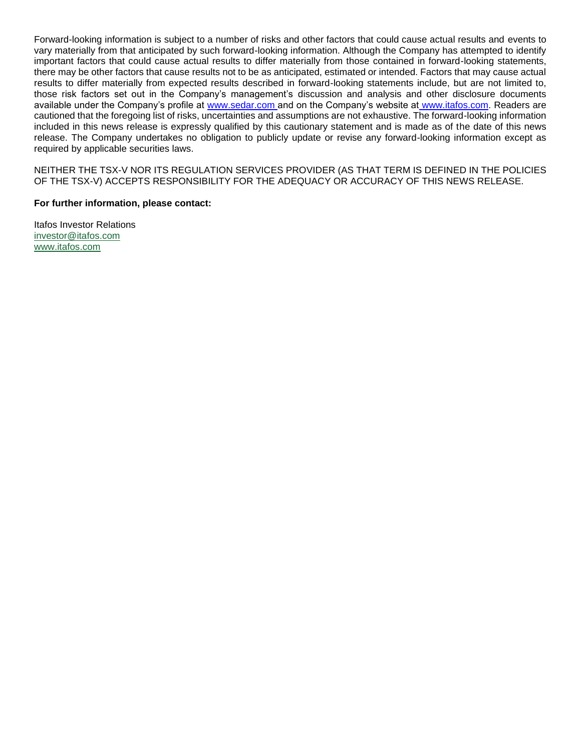Forward-looking information is subject to a number of risks and other factors that could cause actual results and events to vary materially from that anticipated by such forward-looking information. Although the Company has attempted to identify important factors that could cause actual results to differ materially from those contained in forward-looking statements, there may be other factors that cause results not to be as anticipated, estimated or intended. Factors that may cause actual results to differ materially from expected results described in forward-looking statements include, but are not limited to, those risk factors set out in the Company's management's discussion and analysis and other disclosure documents available under the Company's profile at www.sedar.com and on the Company's website at www.itafos.com. Readers are cautioned that the foregoing list of risks, uncertainties and assumptions are not exhaustive. The forward-looking information included in this news release is expressly qualified by this cautionary statement and is made as of the date of this news release. The Company undertakes no obligation to publicly update or revise any forward-looking information except as required by applicable securities laws.

NEITHER THE TSX-V NOR ITS REGULATION SERVICES PROVIDER (AS THAT TERM IS DEFINED IN THE POLICIES OF THE TSX-V) ACCEPTS RESPONSIBILITY FOR THE ADEQUACY OR ACCURACY OF THIS NEWS RELEASE.

**For further information, please contact:**

Itafos Investor Relations
investor@itafos.com
www.itafos.com